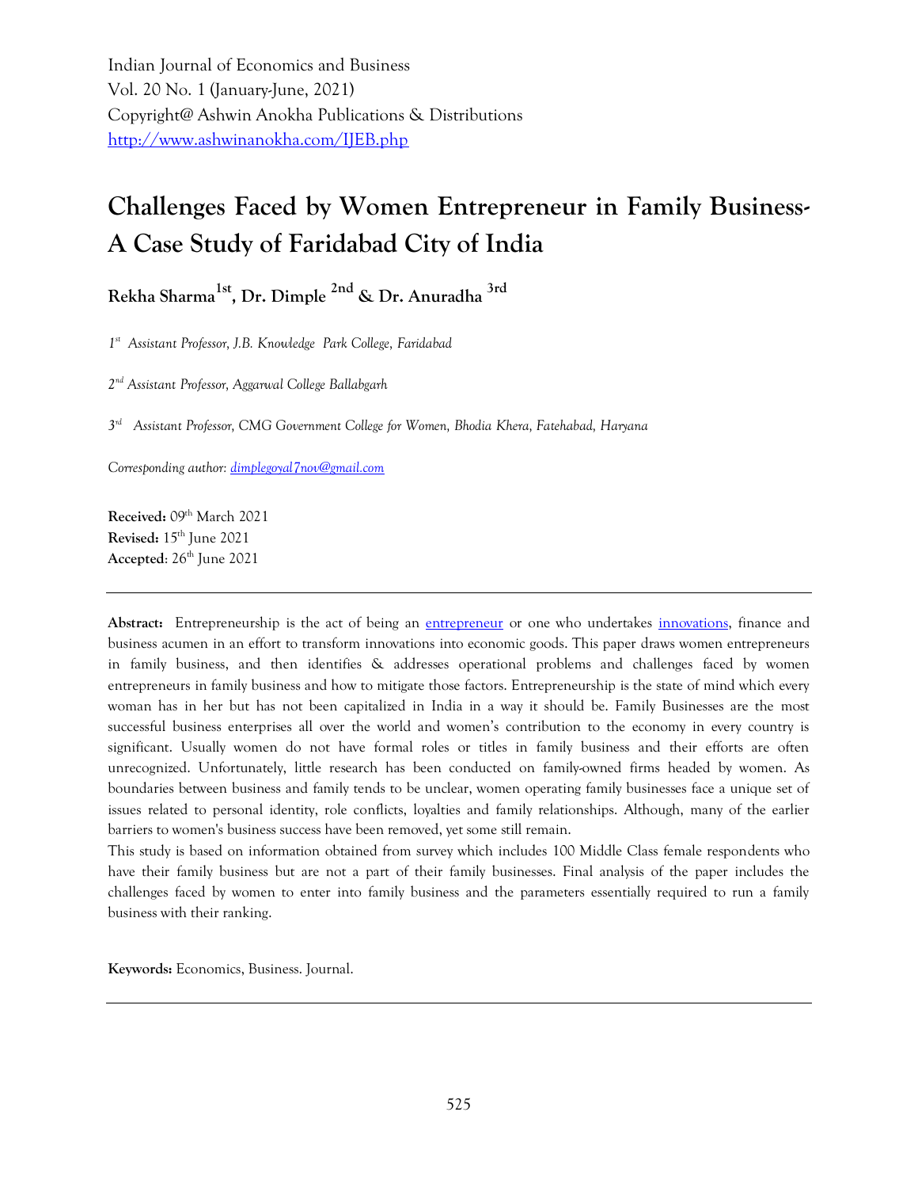Indian Journal of Economics and Business
Vol. 20 No. 1 (January-June, 2021)
Copyright@ Ashwin Anokha Publications & Distributions
http://www.ashwinanokha.com/IJEB.php

# Challenges Faced by Women Entrepreneur in Family Business- A Case Study of Faridabad City of India

**Rekha Sharma[1st], Dr. Dimple [2nd] & Dr. Anuradha [3rd]**

*[1st] Assistant Professor, J.B. Knowledge Park College, Faridabad*

*[2nd] Assistant Professor, Aggarwal College Ballabgarh*

*[3rd] Assistant Professor, CMG Government College for Women, Bhodia Khera, Fatehabad, Haryana*

*Corresponding author: dimplegoyal7nov@gmail.com*

**Received:** 09th March 2021
**Revised:** 15th June 2021
**Accepted**: 26th June 2021

---

**Abstract:** Entrepreneurship is the act of being an entrepreneur or one who undertakes innovations, finance and business acumen in an effort to transform innovations into economic goods. This paper draws women entrepreneurs in family business, and then identifies & addresses operational problems and challenges faced by women entrepreneurs in family business and how to mitigate those factors. Entrepreneurship is the state of mind which every woman has in her but has not been capitalized in India in a way it should be. Family Businesses are the most successful business enterprises all over the world and women's contribution to the economy in every country is significant. Usually women do not have formal roles or titles in family business and their efforts are often unrecognized. Unfortunately, little research has been conducted on family-owned firms headed by women. As boundaries between business and family tends to be unclear, women operating family businesses face a unique set of issues related to personal identity, role conflicts, loyalties and family relationships. Although, many of the earlier barriers to women's business success have been removed, yet some still remain.

This study is based on information obtained from survey which includes 100 Middle Class female respondents who have their family business but are not a part of their family businesses. Final analysis of the paper includes the challenges faced by women to enter into family business and the parameters essentially required to run a family business with their ranking.

**Keywords:** Economics, Business. Journal.

---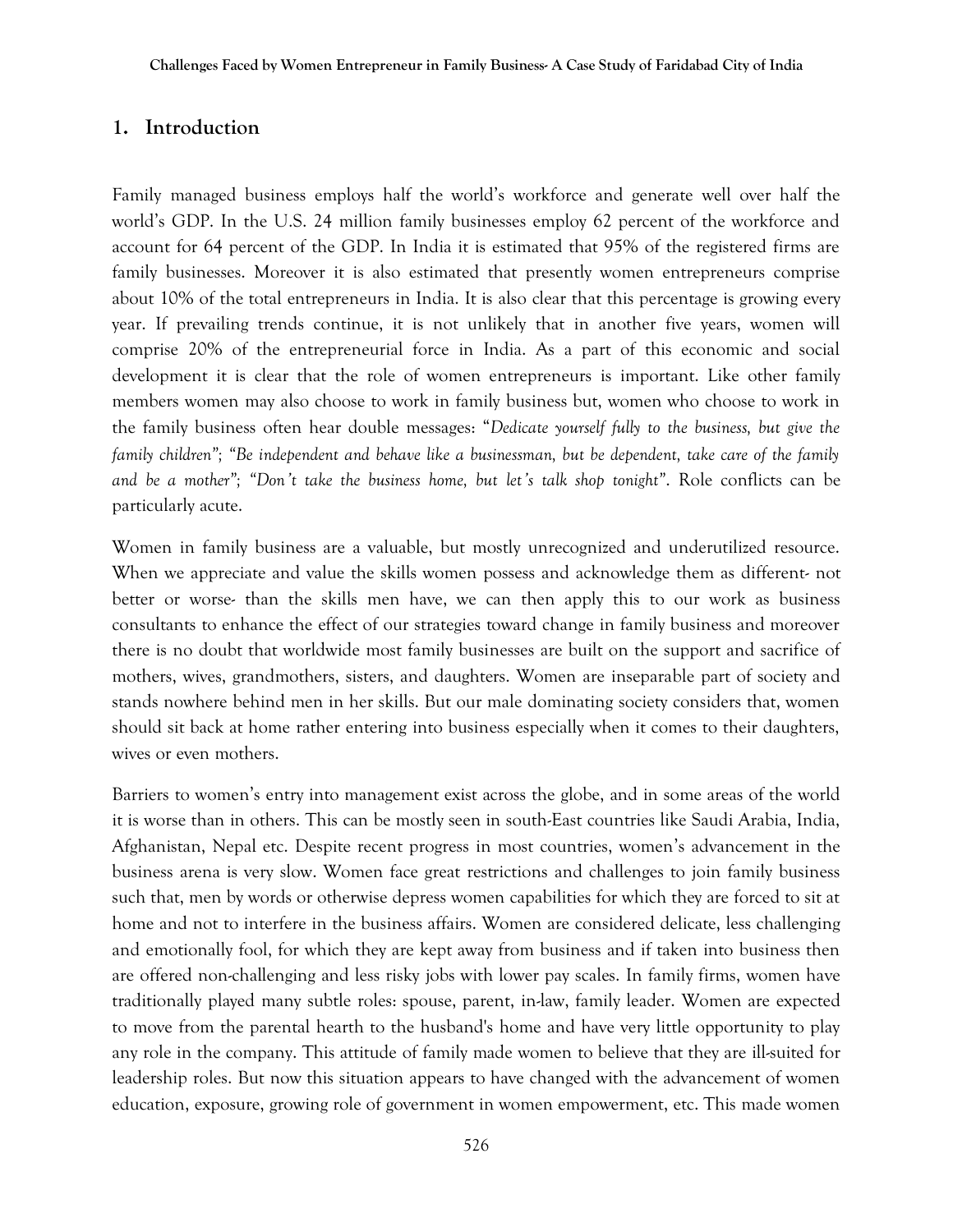## 1. Introduction

Family managed business employs half the world's workforce and generate well over half the world's GDP. In the U.S. 24 million family businesses employ 62 percent of the workforce and account for 64 percent of the GDP. In India it is estimated that 95% of the registered firms are family businesses. Moreover it is also estimated that presently women entrepreneurs comprise about 10% of the total entrepreneurs in India. It is also clear that this percentage is growing every year. If prevailing trends continue, it is not unlikely that in another five years, women will comprise 20% of the entrepreneurial force in India. As a part of this economic and social development it is clear that the role of women entrepreneurs is important. Like other family members women may also choose to work in family business but, women who choose to work in the family business often hear double messages: "*Dedicate yourself fully to the business, but give the family children*"; *"Be independent and behave like a businessman, but be dependent, take care of the family and be a mother"*; *"Don't take the business home, but let's talk shop tonight"*. Role conflicts can be particularly acute.

Women in family business are a valuable, but mostly unrecognized and underutilized resource. When we appreciate and value the skills women possess and acknowledge them as different- not better or worse- than the skills men have, we can then apply this to our work as business consultants to enhance the effect of our strategies toward change in family business and moreover there is no doubt that worldwide most family businesses are built on the support and sacrifice of mothers, wives, grandmothers, sisters, and daughters. Women are inseparable part of society and stands nowhere behind men in her skills. But our male dominating society considers that, women should sit back at home rather entering into business especially when it comes to their daughters, wives or even mothers.

Barriers to women's entry into management exist across the globe, and in some areas of the world it is worse than in others. This can be mostly seen in south-East countries like Saudi Arabia, India, Afghanistan, Nepal etc. Despite recent progress in most countries, women's advancement in the business arena is very slow. Women face great restrictions and challenges to join family business such that, men by words or otherwise depress women capabilities for which they are forced to sit at home and not to interfere in the business affairs. Women are considered delicate, less challenging and emotionally fool, for which they are kept away from business and if taken into business then are offered non-challenging and less risky jobs with lower pay scales. In family firms, women have traditionally played many subtle roles: spouse, parent, in-law, family leader. Women are expected to move from the parental hearth to the husband's home and have very little opportunity to play any role in the company. This attitude of family made women to believe that they are ill-suited for leadership roles. But now this situation appears to have changed with the advancement of women education, exposure, growing role of government in women empowerment, etc. This made women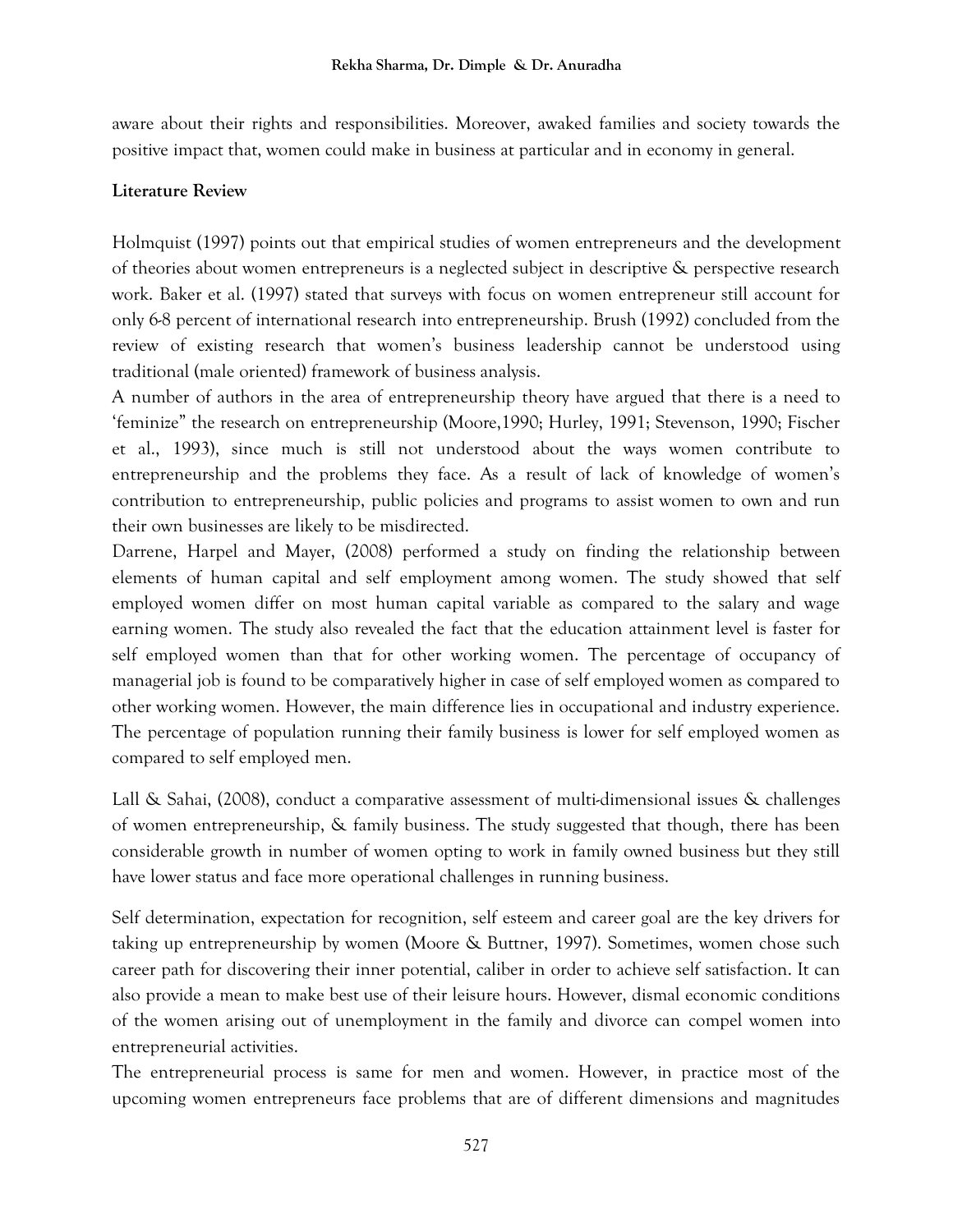aware about their rights and responsibilities. Moreover, awaked families and society towards the positive impact that, women could make in business at particular and in economy in general.

## Literature Review

Holmquist (1997) points out that empirical studies of women entrepreneurs and the development of theories about women entrepreneurs is a neglected subject in descriptive & perspective research work. Baker et al. (1997) stated that surveys with focus on women entrepreneur still account for only 6-8 percent of international research into entrepreneurship. Brush (1992) concluded from the review of existing research that women's business leadership cannot be understood using traditional (male oriented) framework of business analysis.

A number of authors in the area of entrepreneurship theory have argued that there is a need to 'feminize" the research on entrepreneurship (Moore,1990; Hurley, 1991; Stevenson, 1990; Fischer et al., 1993), since much is still not understood about the ways women contribute to entrepreneurship and the problems they face. As a result of lack of knowledge of women's contribution to entrepreneurship, public policies and programs to assist women to own and run their own businesses are likely to be misdirected.

Darrene, Harpel and Mayer, (2008) performed a study on finding the relationship between elements of human capital and self employment among women. The study showed that self employed women differ on most human capital variable as compared to the salary and wage earning women. The study also revealed the fact that the education attainment level is faster for self employed women than that for other working women. The percentage of occupancy of managerial job is found to be comparatively higher in case of self employed women as compared to other working women. However, the main difference lies in occupational and industry experience. The percentage of population running their family business is lower for self employed women as compared to self employed men.

Lall & Sahai, (2008), conduct a comparative assessment of multi-dimensional issues & challenges of women entrepreneurship, & family business. The study suggested that though, there has been considerable growth in number of women opting to work in family owned business but they still have lower status and face more operational challenges in running business.

Self determination, expectation for recognition, self esteem and career goal are the key drivers for taking up entrepreneurship by women (Moore & Buttner, 1997). Sometimes, women chose such career path for discovering their inner potential, caliber in order to achieve self satisfaction. It can also provide a mean to make best use of their leisure hours. However, dismal economic conditions of the women arising out of unemployment in the family and divorce can compel women into entrepreneurial activities.

The entrepreneurial process is same for men and women. However, in practice most of the upcoming women entrepreneurs face problems that are of different dimensions and magnitudes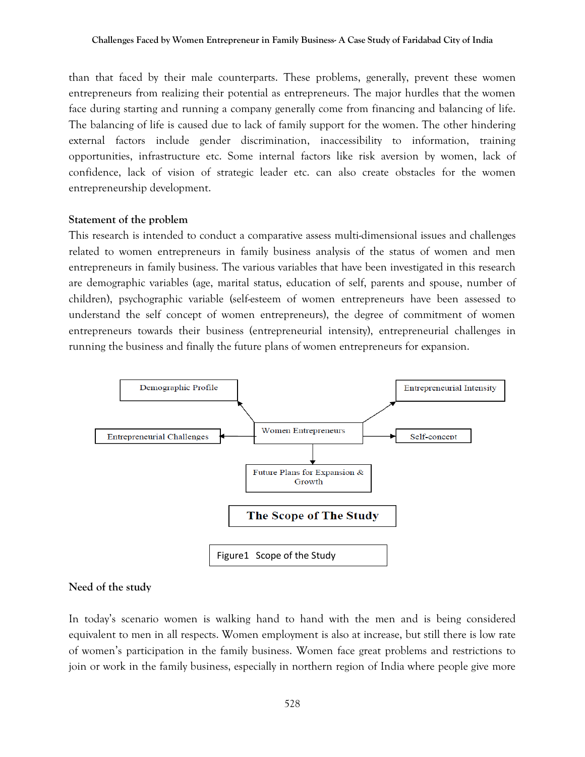than that faced by their male counterparts. These problems, generally, prevent these women entrepreneurs from realizing their potential as entrepreneurs. The major hurdles that the women face during starting and running a company generally come from financing and balancing of life. The balancing of life is caused due to lack of family support for the women. The other hindering external factors include gender discrimination, inaccessibility to information, training opportunities, infrastructure etc. Some internal factors like risk aversion by women, lack of confidence, lack of vision of strategic leader etc. can also create obstacles for the women entrepreneurship development.

**Statement of the problem**

This research is intended to conduct a comparative assess multi-dimensional issues and challenges related to women entrepreneurs in family business analysis of the status of women and men entrepreneurs in family business. The various variables that have been investigated in this research are demographic variables (age, marital status, education of self, parents and spouse, number of children), psychographic variable (self-esteem of women entrepreneurs have been assessed to understand the self concept of women entrepreneurs), the degree of commitment of women entrepreneurs towards their business (entrepreneurial intensity), entrepreneurial challenges in running the business and finally the future plans of women entrepreneurs for expansion.

Demographic Profile | Entrepreneurial Intensity | Entrepreneurial Challenges | Women Entrepreneurs | Self-concept | Future Plans for Expansion & Growth

**The Scope of The Study**

Figure1 Scope of the Study

**Need of the study**

In today's scenario women is walking hand to hand with the men and is being considered equivalent to men in all respects. Women employment is also at increase, but still there is low rate of women's participation in the family business. Women face great problems and restrictions to join or work in the family business, especially in northern region of India where people give more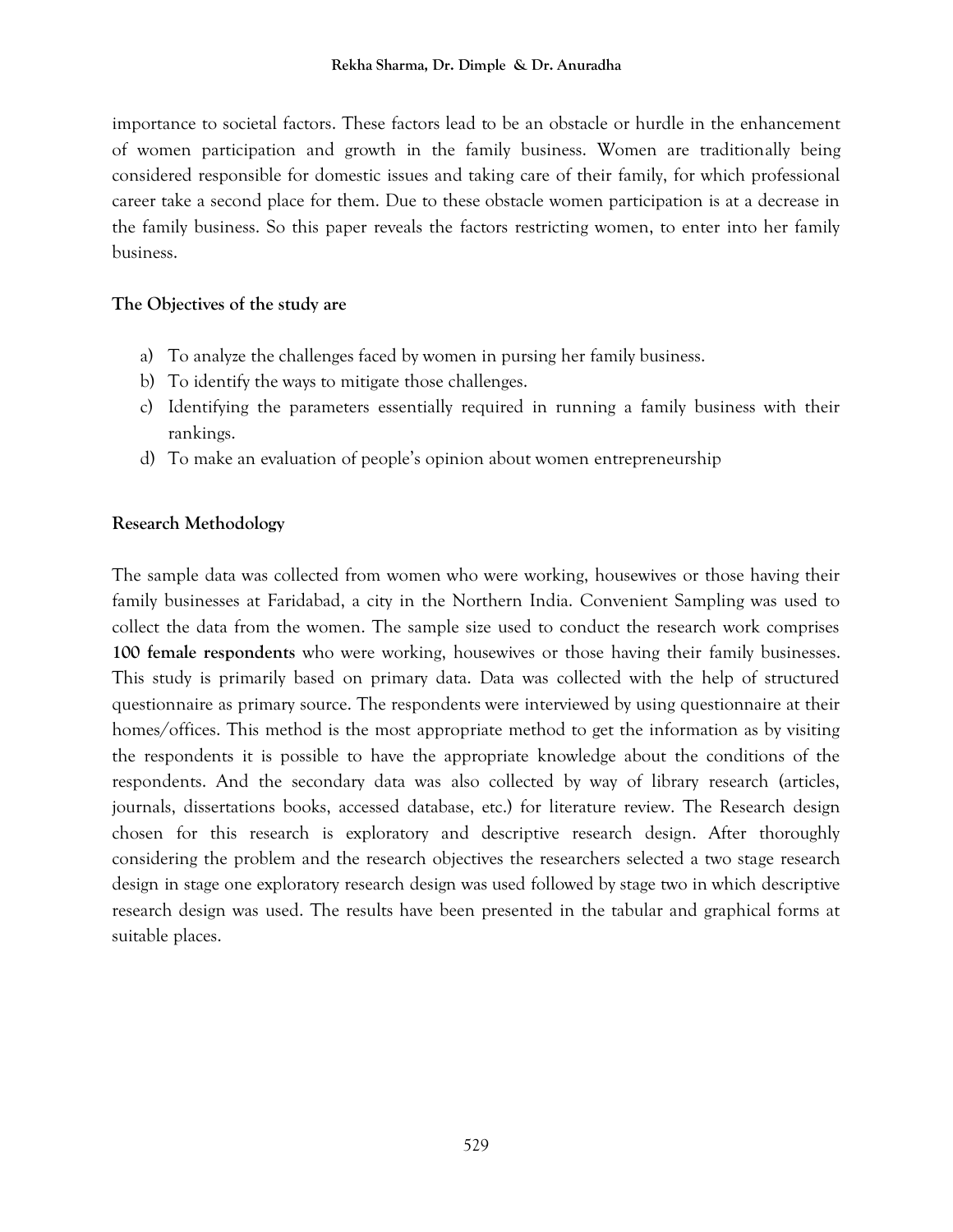importance to societal factors. These factors lead to be an obstacle or hurdle in the enhancement of women participation and growth in the family business. Women are traditionally being considered responsible for domestic issues and taking care of their family, for which professional career take a second place for them. Due to these obstacle women participation is at a decrease in the family business. So this paper reveals the factors restricting women, to enter into her family business.

**The Objectives of the study are**

a) To analyze the challenges faced by women in pursing her family business.
b) To identify the ways to mitigate those challenges.
c) Identifying the parameters essentially required in running a family business with their rankings.
d) To make an evaluation of people's opinion about women entrepreneurship

**Research Methodology**

The sample data was collected from women who were working, housewives or those having their family businesses at Faridabad, a city in the Northern India. Convenient Sampling was used to collect the data from the women. The sample size used to conduct the research work comprises **100 female respondents** who were working, housewives or those having their family businesses. This study is primarily based on primary data. Data was collected with the help of structured questionnaire as primary source. The respondents were interviewed by using questionnaire at their homes/offices. This method is the most appropriate method to get the information as by visiting the respondents it is possible to have the appropriate knowledge about the conditions of the respondents. And the secondary data was also collected by way of library research (articles, journals, dissertations books, accessed database, etc.) for literature review. The Research design chosen for this research is exploratory and descriptive research design. After thoroughly considering the problem and the research objectives the researchers selected a two stage research design in stage one exploratory research design was used followed by stage two in which descriptive research design was used. The results have been presented in the tabular and graphical forms at suitable places.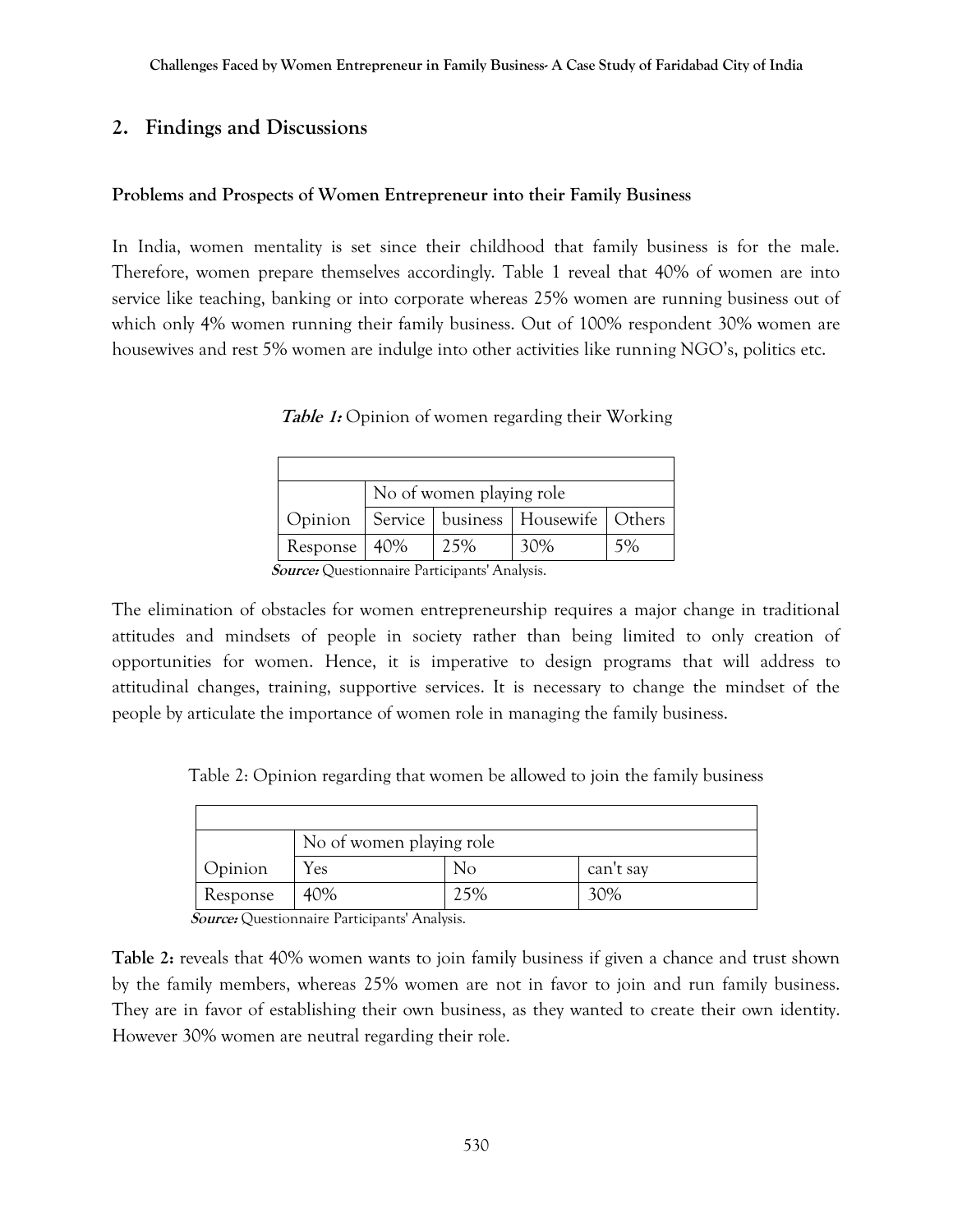## 2. Findings and Discussions

### Problems and Prospects of Women Entrepreneur into their Family Business

In India, women mentality is set since their childhood that family business is for the male. Therefore, women prepare themselves accordingly. Table 1 reveal that 40% of women are into service like teaching, banking or into corporate whereas 25% women are running business out of which only 4% women running their family business. Out of 100% respondent 30% women are housewives and rest 5% women are indulge into other activities like running NGO's, politics etc.

***Table 1:*** Opinion of women regarding their Working

| | No of women playing role | | | |
|---|---|---|---|---|
| Opinion | Service | business | Housewife | Others |
| Response | 40% | 25% | 30% | 5% |

***Source:*** Questionnaire Participants' Analysis.

The elimination of obstacles for women entrepreneurship requires a major change in traditional attitudes and mindsets of people in society rather than being limited to only creation of opportunities for women. Hence, it is imperative to design programs that will address to attitudinal changes, training, supportive services. It is necessary to change the mindset of the people by articulate the importance of women role in managing the family business.

Table 2: Opinion regarding that women be allowed to join the family business

| | No of women playing role | | |
|---|---|---|---|
| Opinion | Yes | No | can't say |
| Response | 40% | 25% | 30% |

***Source:*** Questionnaire Participants' Analysis.

**Table 2:** reveals that 40% women wants to join family business if given a chance and trust shown by the family members, whereas 25% women are not in favor to join and run family business. They are in favor of establishing their own business, as they wanted to create their own identity. However 30% women are neutral regarding their role.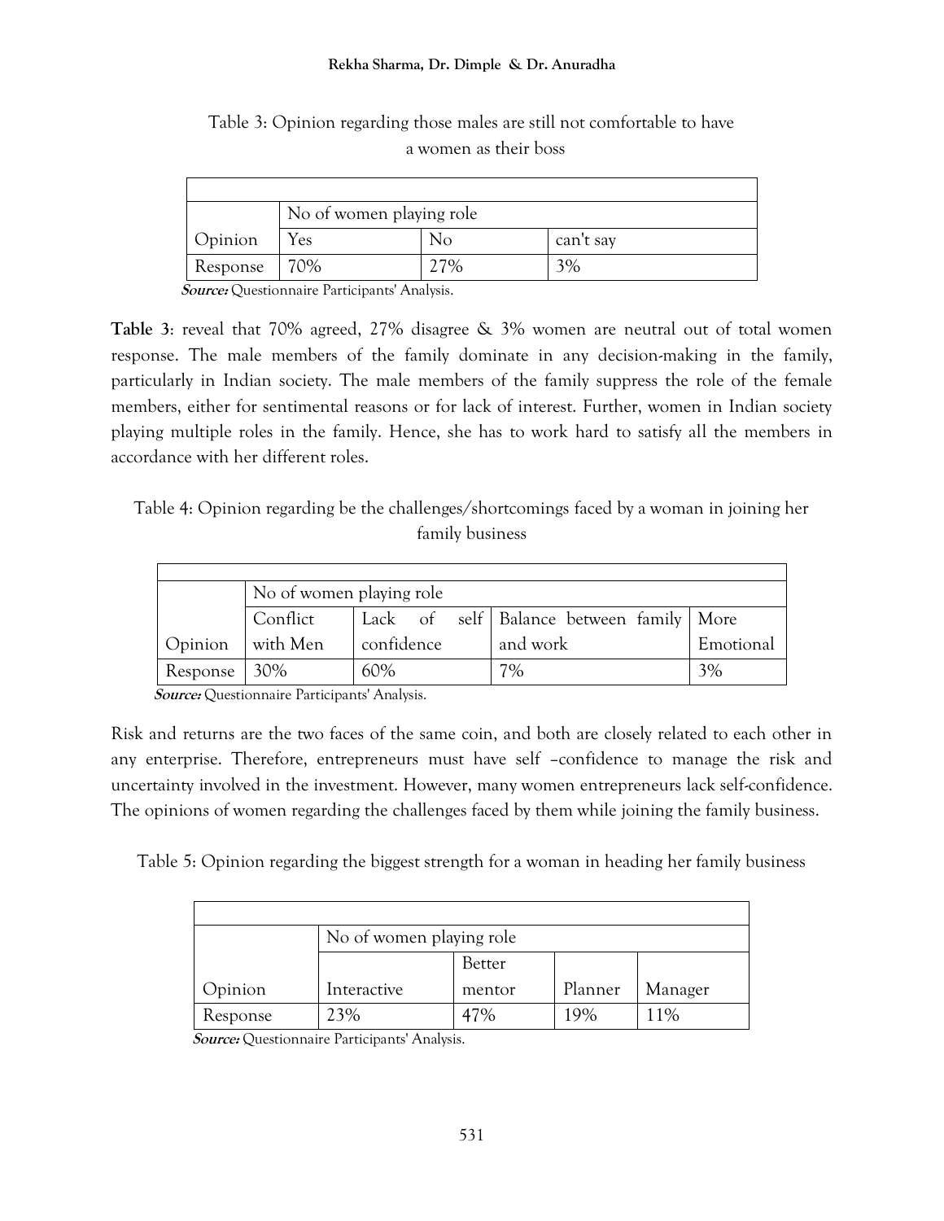Table 3: Opinion regarding those males are still not comfortable to have a women as their boss

| | No of women playing role | | |
|---|---|---|---|
| Opinion | Yes | No | can't say |
| Response | 70% | 27% | 3% |

***Source:*** Questionnaire Participants' Analysis.

**Table 3**: reveal that 70% agreed, 27% disagree & 3% women are neutral out of total women response. The male members of the family dominate in any decision-making in the family, particularly in Indian society. The male members of the family suppress the role of the female members, either for sentimental reasons or for lack of interest. Further, women in Indian society playing multiple roles in the family. Hence, she has to work hard to satisfy all the members in accordance with her different roles.

Table 4: Opinion regarding be the challenges/shortcomings faced by a woman in joining her family business

| | No of women playing role | | | |
|---|---|---|---|---|
| Opinion | Conflict with Men | Lack of self confidence | Balance between family and work | More Emotional |
| Response | 30% | 60% | 7% | 3% |

***Source:*** Questionnaire Participants' Analysis.

Risk and returns are the two faces of the same coin, and both are closely related to each other in any enterprise. Therefore, entrepreneurs must have self –confidence to manage the risk and uncertainty involved in the investment. However, many women entrepreneurs lack self-confidence. The opinions of women regarding the challenges faced by them while joining the family business.

Table 5: Opinion regarding the biggest strength for a woman in heading her family business

| | No of women playing role | | | |
|---|---|---|---|---|
| Opinion | Interactive | Better mentor | Planner | Manager |
| Response | 23% | 47% | 19% | 11% |

***Source:*** Questionnaire Participants' Analysis.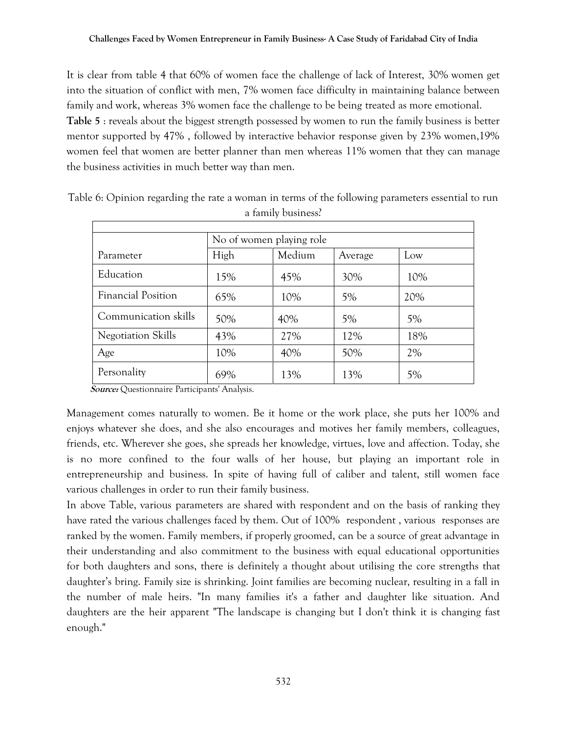It is clear from table 4 that 60% of women face the challenge of lack of Interest, 30% women get into the situation of conflict with men, 7% women face difficulty in maintaining balance between family and work, whereas 3% women face the challenge to be being treated as more emotional.

**Table 5** : reveals about the biggest strength possessed by women to run the family business is better mentor supported by 47% , followed by interactive behavior response given by 23% women,19% women feel that women are better planner than men whereas 11% women that they can manage the business activities in much better way than men.

Table 6: Opinion regarding the rate a woman in terms of the following parameters essential to run a family business?

| | No of women playing role | | | |
|---|---|---|---|---|
| Parameter | High | Medium | Average | Low |
| Education | 15% | 45% | 30% | 10% |
| Financial Position | 65% | 10% | 5% | 20% |
| Communication skills | 50% | 40% | 5% | 5% |
| Negotiation Skills | 43% | 27% | 12% | 18% |
| Age | 10% | 40% | 50% | 2% |
| Personality | 69% | 13% | 13% | 5% |

***Source:*** Questionnaire Participants' Analysis.

Management comes naturally to women. Be it home or the work place, she puts her 100% and enjoys whatever she does, and she also encourages and motives her family members, colleagues, friends, etc. Wherever she goes, she spreads her knowledge, virtues, love and affection. Today, she is no more confined to the four walls of her house, but playing an important role in entrepreneurship and business. In spite of having full of caliber and talent, still women face various challenges in order to run their family business.

In above Table, various parameters are shared with respondent and on the basis of ranking they have rated the various challenges faced by them. Out of 100% respondent , various responses are ranked by the women. Family members, if properly groomed, can be a source of great advantage in their understanding and also commitment to the business with equal educational opportunities for both daughters and sons, there is definitely a thought about utilising the core strengths that daughter's bring. Family size is shrinking. Joint families are becoming nuclear, resulting in a fall in the number of male heirs. "In many families it's a father and daughter like situation. And daughters are the heir apparent "The landscape is changing but I don't think it is changing fast enough."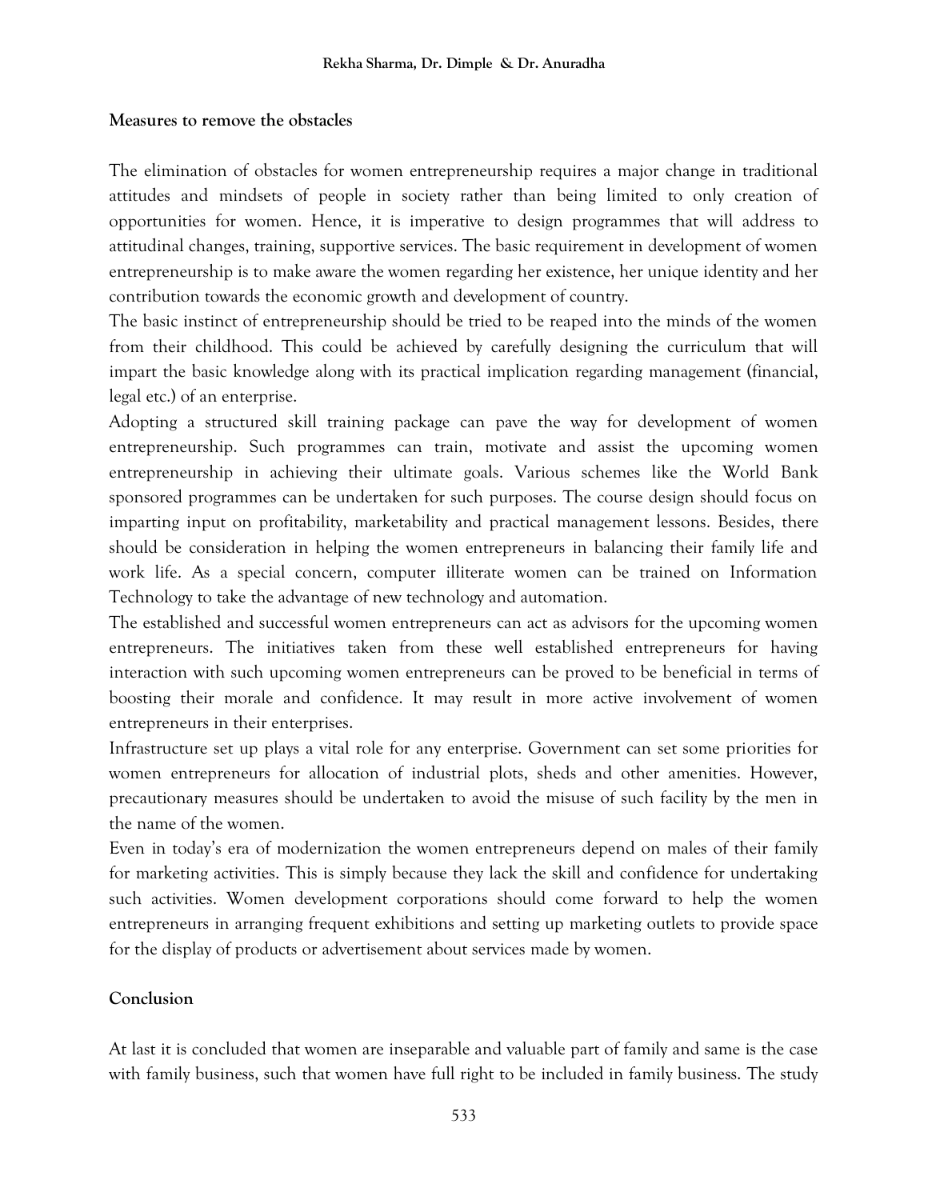## Measures to remove the obstacles

The elimination of obstacles for women entrepreneurship requires a major change in traditional attitudes and mindsets of people in society rather than being limited to only creation of opportunities for women. Hence, it is imperative to design programmes that will address to attitudinal changes, training, supportive services. The basic requirement in development of women entrepreneurship is to make aware the women regarding her existence, her unique identity and her contribution towards the economic growth and development of country.

The basic instinct of entrepreneurship should be tried to be reaped into the minds of the women from their childhood. This could be achieved by carefully designing the curriculum that will impart the basic knowledge along with its practical implication regarding management (financial, legal etc.) of an enterprise.

Adopting a structured skill training package can pave the way for development of women entrepreneurship. Such programmes can train, motivate and assist the upcoming women entrepreneurship in achieving their ultimate goals. Various schemes like the World Bank sponsored programmes can be undertaken for such purposes. The course design should focus on imparting input on profitability, marketability and practical management lessons. Besides, there should be consideration in helping the women entrepreneurs in balancing their family life and work life. As a special concern, computer illiterate women can be trained on Information Technology to take the advantage of new technology and automation.

The established and successful women entrepreneurs can act as advisors for the upcoming women entrepreneurs. The initiatives taken from these well established entrepreneurs for having interaction with such upcoming women entrepreneurs can be proved to be beneficial in terms of boosting their morale and confidence. It may result in more active involvement of women entrepreneurs in their enterprises.

Infrastructure set up plays a vital role for any enterprise. Government can set some priorities for women entrepreneurs for allocation of industrial plots, sheds and other amenities. However, precautionary measures should be undertaken to avoid the misuse of such facility by the men in the name of the women.

Even in today's era of modernization the women entrepreneurs depend on males of their family for marketing activities. This is simply because they lack the skill and confidence for undertaking such activities. Women development corporations should come forward to help the women entrepreneurs in arranging frequent exhibitions and setting up marketing outlets to provide space for the display of products or advertisement about services made by women.

## Conclusion

At last it is concluded that women are inseparable and valuable part of family and same is the case with family business, such that women have full right to be included in family business. The study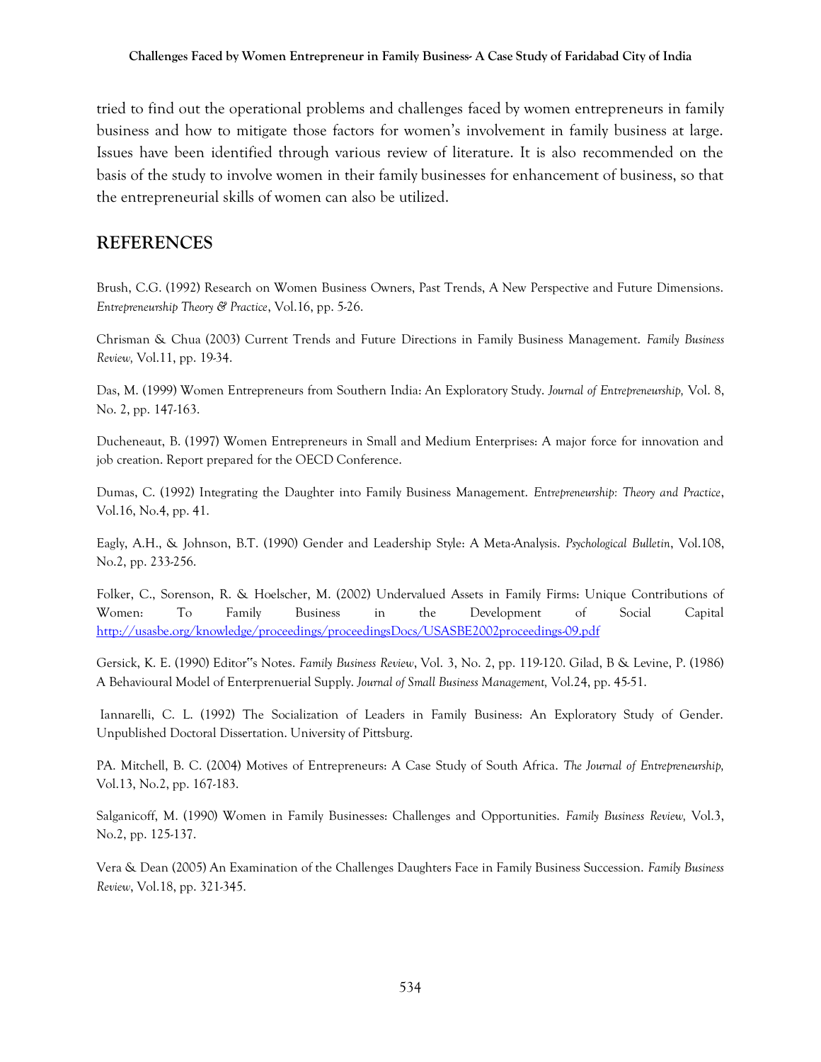tried to find out the operational problems and challenges faced by women entrepreneurs in family business and how to mitigate those factors for women's involvement in family business at large. Issues have been identified through various review of literature. It is also recommended on the basis of the study to involve women in their family businesses for enhancement of business, so that the entrepreneurial skills of women can also be utilized.

## REFERENCES

Brush, C.G. (1992) Research on Women Business Owners, Past Trends, A New Perspective and Future Dimensions. *Entrepreneurship Theory & Practice*, Vol.16, pp. 5-26.

Chrisman & Chua (2003) Current Trends and Future Directions in Family Business Management. *Family Business Review,* Vol.11, pp. 19-34.

Das, M. (1999) Women Entrepreneurs from Southern India: An Exploratory Study. *Journal of Entrepreneurship,* Vol. 8, No. 2, pp. 147-163.

Ducheneaut, B. (1997) Women Entrepreneurs in Small and Medium Enterprises: A major force for innovation and job creation. Report prepared for the OECD Conference.

Dumas, C. (1992) Integrating the Daughter into Family Business Management. *Entrepreneurship: Theory and Practice*, Vol.16, No.4, pp. 41.

Eagly, A.H., & Johnson, B.T. (1990) Gender and Leadership Style: A Meta-Analysis. *Psychological Bulletin*, Vol.108, No.2, pp. 233-256.

Folker, C., Sorenson, R. & Hoelscher, M. (2002) Undervalued Assets in Family Firms: Unique Contributions of Women: To Family Business in the Development of Social Capital http://usasbe.org/knowledge/proceedings/proceedingsDocs/USASBE2002proceedings-09.pdf

Gersick, K. E. (1990) Editor"s Notes. *Family Business Review*, Vol. 3, No. 2, pp. 119-120. Gilad, B & Levine, P. (1986) A Behavioural Model of Enterprenuerial Supply. *Journal of Small Business Management,* Vol.24, pp. 45-51.

Iannarelli, C. L. (1992) The Socialization of Leaders in Family Business: An Exploratory Study of Gender. Unpublished Doctoral Dissertation. University of Pittsburg.

PA. Mitchell, B. C. (2004) Motives of Entrepreneurs: A Case Study of South Africa. *The Journal of Entrepreneurship,* Vol.13, No.2, pp. 167-183.

Salganicoff, M. (1990) Women in Family Businesses: Challenges and Opportunities. *Family Business Review,* Vol.3, No.2, pp. 125-137.

Vera & Dean (2005) An Examination of the Challenges Daughters Face in Family Business Succession. *Family Business Review*, Vol.18, pp. 321-345.